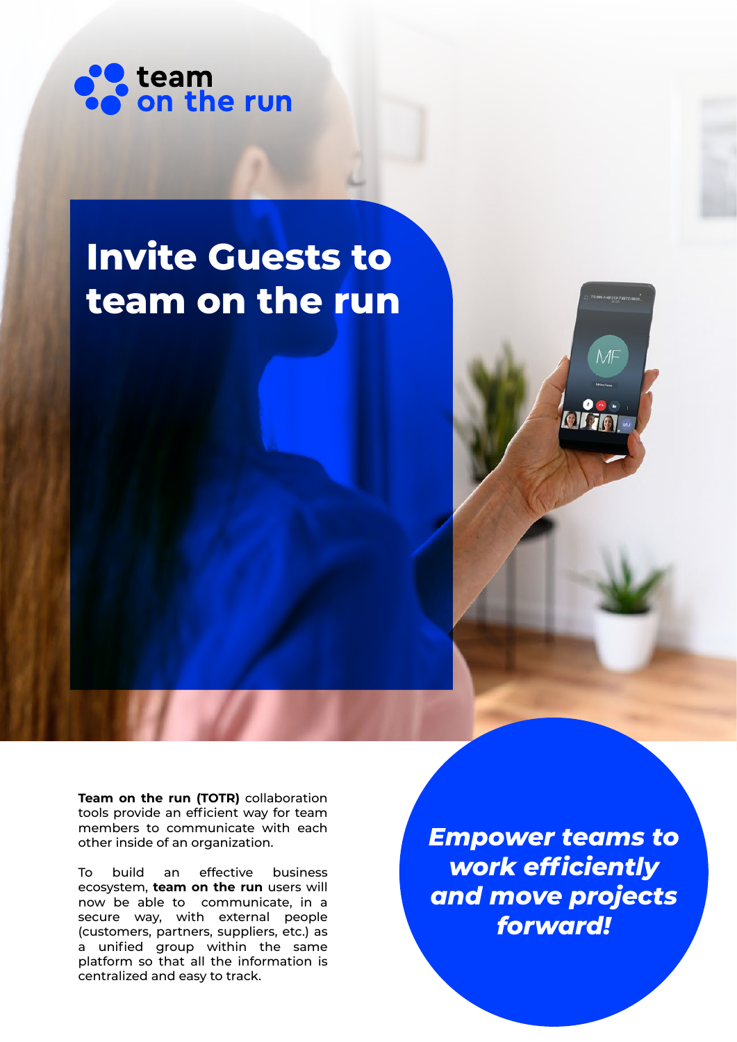team on the run

# Invite Guests to team on the run

**Team on the run (TOTR)** collaboration tools provide an efficient way for team members to communicate with each other inside of an organization.

To build an effective business ecosystem, **team on the run** users will now be able to communicate, in a secure way, with external people (customers, partners, suppliers, etc.) as a unified group within the same platform so that all the information is centralized and easy to track.

***Empower teams to work efficiently and move projects forward!***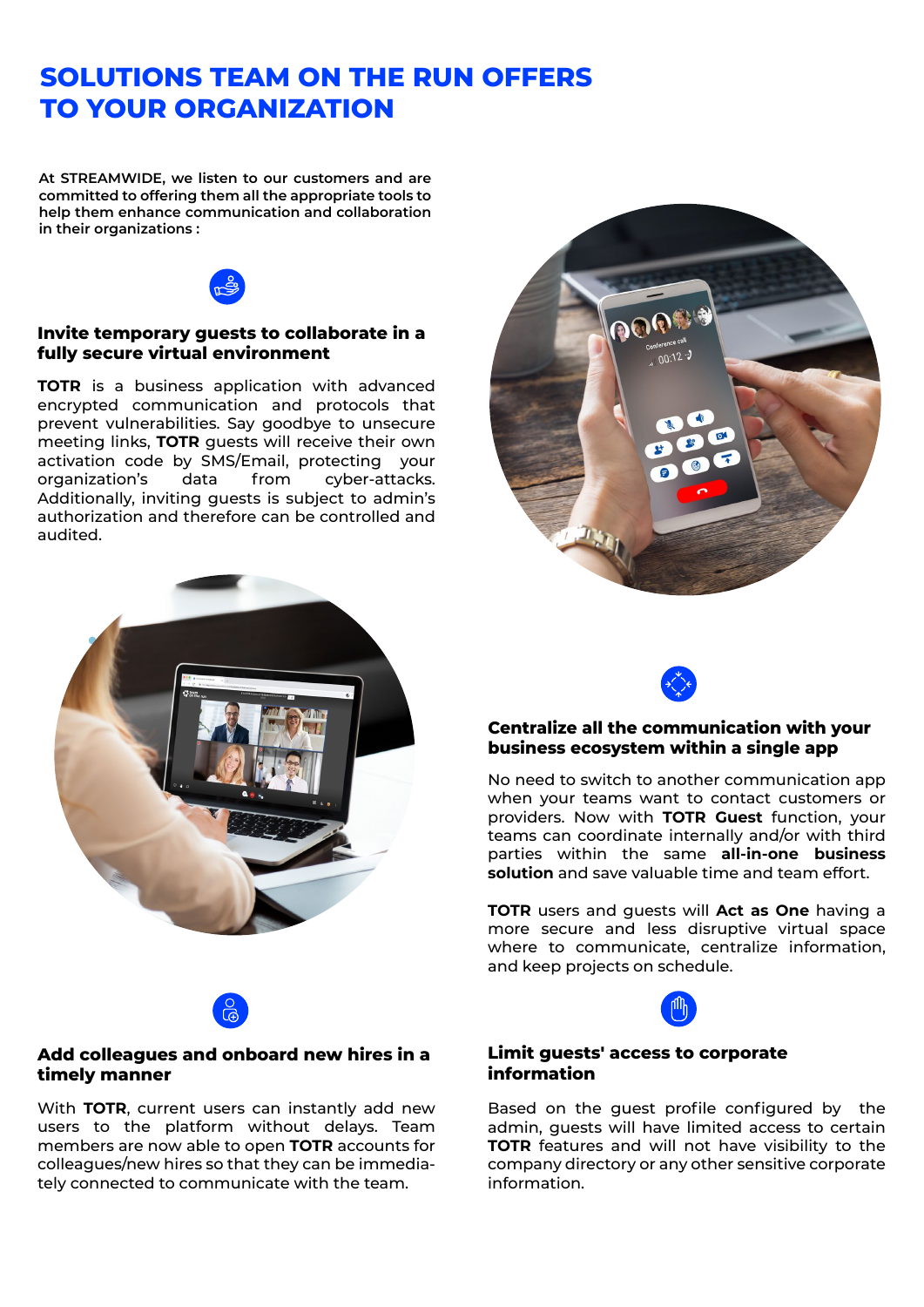# SOLUTIONS TEAM ON THE RUN OFFERS TO YOUR ORGANIZATION

**At STREAMWIDE, we listen to our customers and are committed to offering them all the appropriate tools to help them enhance communication and collaboration in their organizations :**

### Invite temporary guests to collaborate in a fully secure virtual environment

**TOTR** is a business application with advanced encrypted communication and protocols that prevent vulnerabilities. Say goodbye to unsecure meeting links, **TOTR** guests will receive their own activation code by SMS/Email, protecting your organization's data from cyber-attacks. Additionally, inviting guests is subject to admin's authorization and therefore can be controlled and audited.

### Centralize all the communication with your business ecosystem within a single app

No need to switch to another communication app when your teams want to contact customers or providers. Now with **TOTR Guest** function, your teams can coordinate internally and/or with third parties within the same **all-in-one business solution** and save valuable time and team effort.

**TOTR** users and guests will **Act as One** having a more secure and less disruptive virtual space where to communicate, centralize information, and keep projects on schedule.

### Add colleagues and onboard new hires in a timely manner

With **TOTR**, current users can instantly add new users to the platform without delays. Team members are now able to open **TOTR** accounts for colleagues/new hires so that they can be immediately connected to communicate with the team.

### Limit guests' access to corporate information

Based on the guest profile configured by the admin, guests will have limited access to certain **TOTR** features and will not have visibility to the company directory or any other sensitive corporate information.